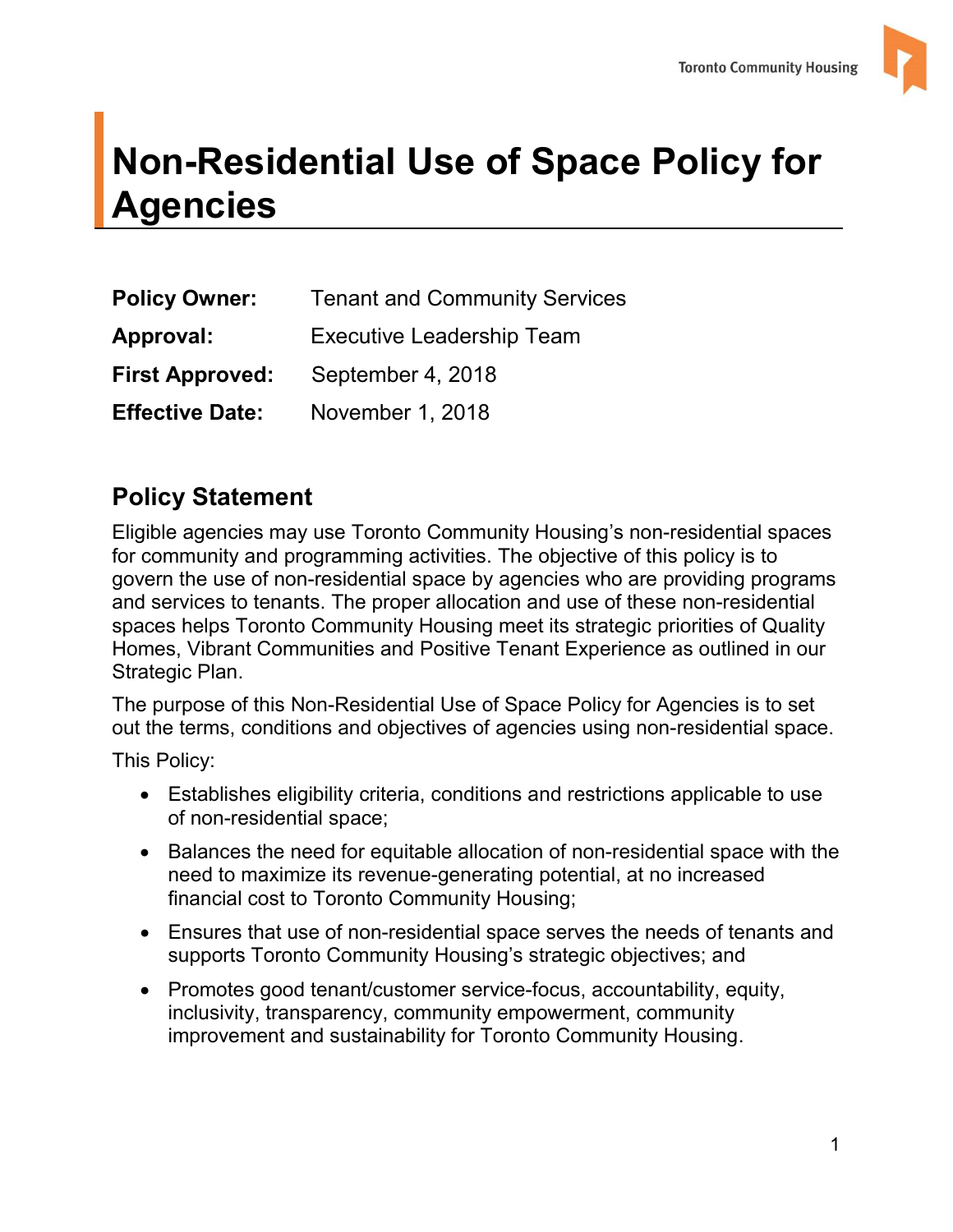# Non-Residential Use of Space Policy for Agencies

**Policy Owner:** Tenant and Community Services

**Approval:** Executive Leadership Team

**First Approved:** September 4, 2018

**Effective Date:** November 1, 2018

## Policy Statement

Eligible agencies may use Toronto Community Housing's non-residential spaces for community and programming activities. The objective of this policy is to govern the use of non-residential space by agencies who are providing programs and services to tenants. The proper allocation and use of these non-residential spaces helps Toronto Community Housing meet its strategic priorities of Quality Homes, Vibrant Communities and Positive Tenant Experience as outlined in our Strategic Plan.

The purpose of this Non-Residential Use of Space Policy for Agencies is to set out the terms, conditions and objectives of agencies using non-residential space.

This Policy:

- Establishes eligibility criteria, conditions and restrictions applicable to use of non-residential space;
- Balances the need for equitable allocation of non-residential space with the need to maximize its revenue-generating potential, at no increased financial cost to Toronto Community Housing;
- Ensures that use of non-residential space serves the needs of tenants and supports Toronto Community Housing's strategic objectives; and
- Promotes good tenant/customer service-focus, accountability, equity, inclusivity, transparency, community empowerment, community improvement and sustainability for Toronto Community Housing.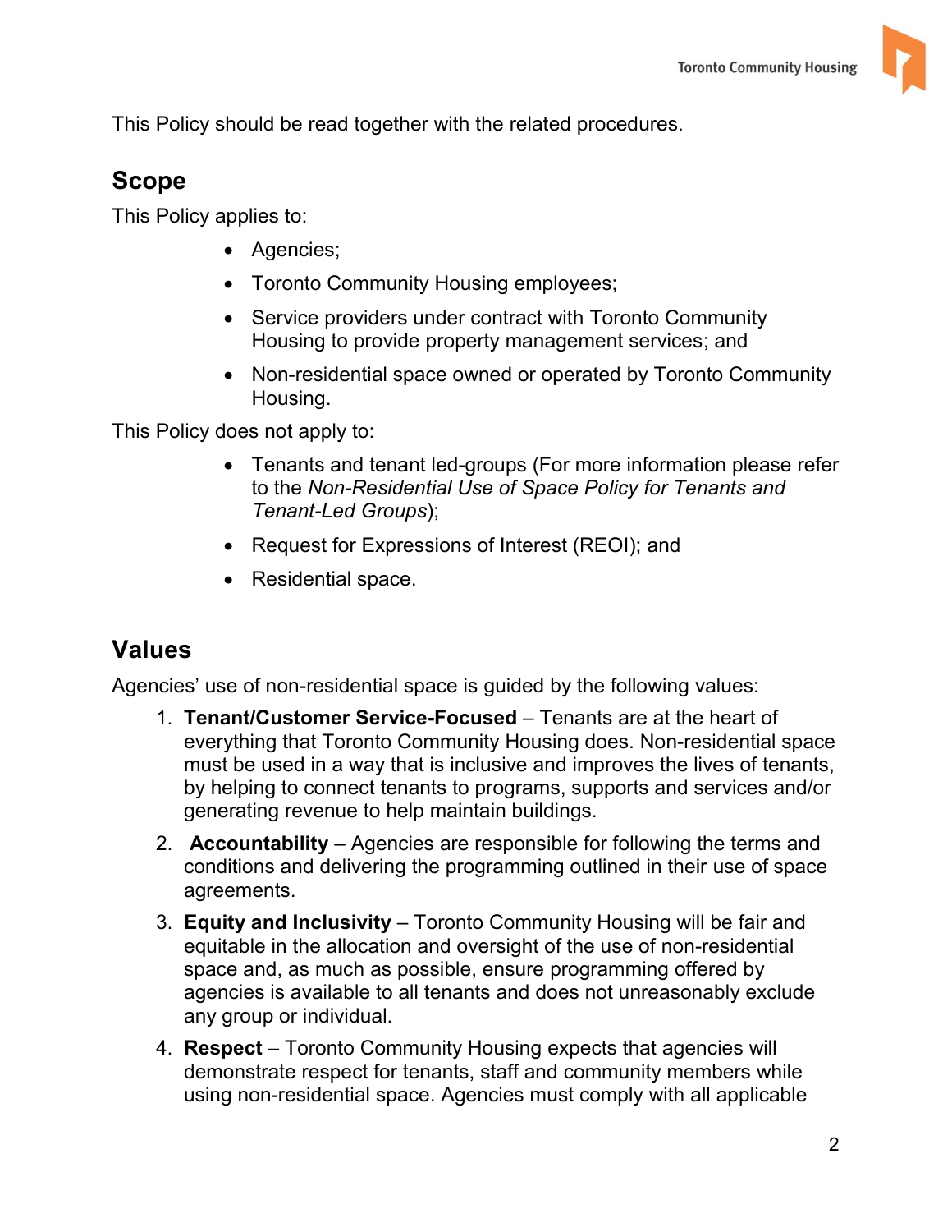This Policy should be read together with the related procedures.

## Scope

This Policy applies to:

- Agencies;
- Toronto Community Housing employees;
- Service providers under contract with Toronto Community Housing to provide property management services; and
- Non-residential space owned or operated by Toronto Community Housing.

This Policy does not apply to:

- Tenants and tenant led-groups (For more information please refer to the *Non-Residential Use of Space Policy for Tenants and Tenant-Led Groups*);
- Request for Expressions of Interest (REOI); and
- Residential space.

## Values

Agencies' use of non-residential space is guided by the following values:

1. **Tenant/Customer Service-Focused** – Tenants are at the heart of everything that Toronto Community Housing does. Non-residential space must be used in a way that is inclusive and improves the lives of tenants, by helping to connect tenants to programs, supports and services and/or generating revenue to help maintain buildings.
2. **Accountability** – Agencies are responsible for following the terms and conditions and delivering the programming outlined in their use of space agreements.
3. **Equity and Inclusivity** – Toronto Community Housing will be fair and equitable in the allocation and oversight of the use of non-residential space and, as much as possible, ensure programming offered by agencies is available to all tenants and does not unreasonably exclude any group or individual.
4. **Respect** – Toronto Community Housing expects that agencies will demonstrate respect for tenants, staff and community members while using non-residential space. Agencies must comply with all applicable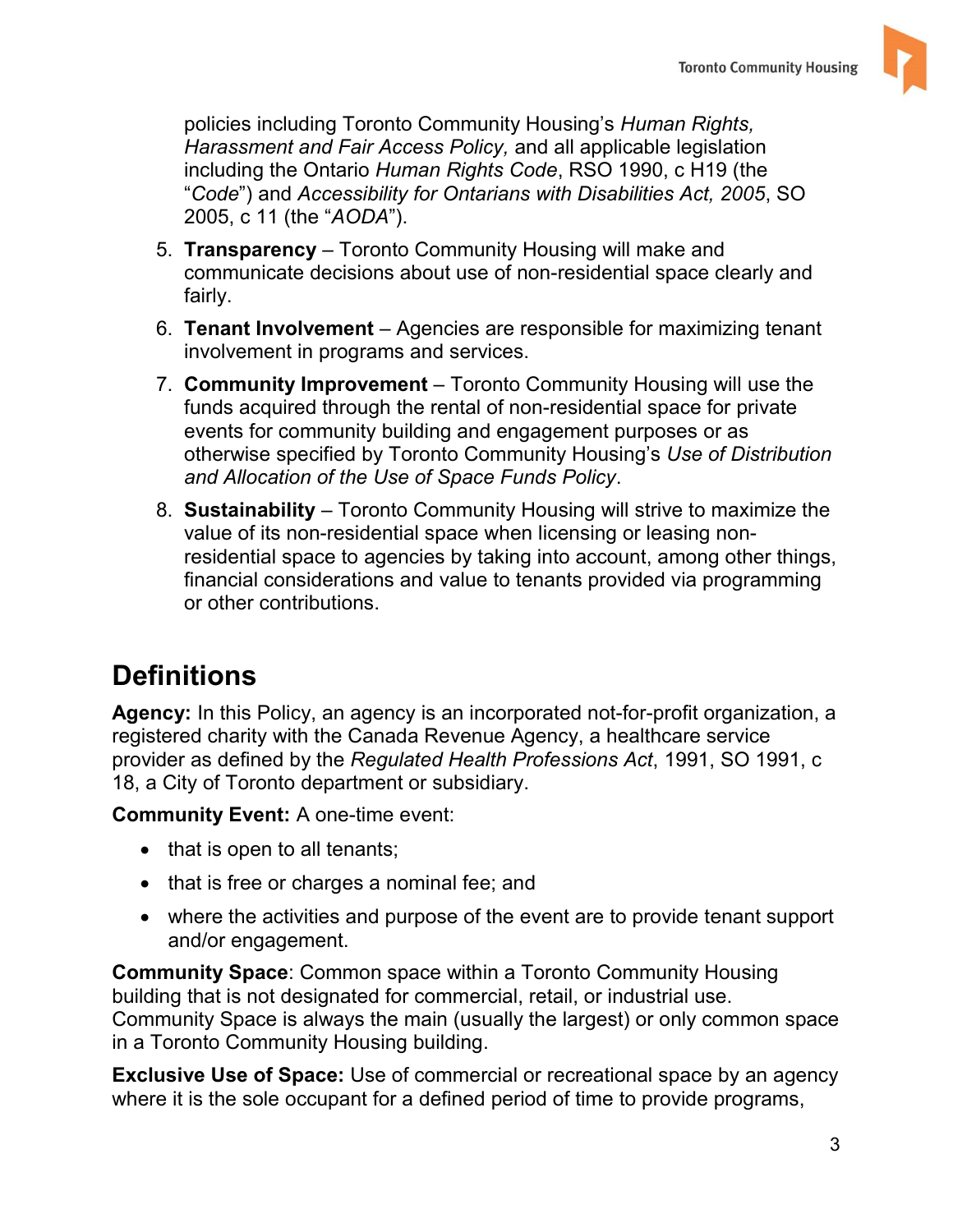policies including Toronto Community Housing's *Human Rights, Harassment and Fair Access Policy,* and all applicable legislation including the Ontario *Human Rights Code*, RSO 1990, c H19 (the "*Code*") and *Accessibility for Ontarians with Disabilities Act, 2005*, SO 2005, c 11 (the "*AODA*").

5. **Transparency** – Toronto Community Housing will make and communicate decisions about use of non-residential space clearly and fairly.
6. **Tenant Involvement** – Agencies are responsible for maximizing tenant involvement in programs and services.
7. **Community Improvement** – Toronto Community Housing will use the funds acquired through the rental of non-residential space for private events for community building and engagement purposes or as otherwise specified by Toronto Community Housing's *Use of Distribution and Allocation of the Use of Space Funds Policy*.
8. **Sustainability** – Toronto Community Housing will strive to maximize the value of its non-residential space when licensing or leasing non-residential space to agencies by taking into account, among other things, financial considerations and value to tenants provided via programming or other contributions.

## Definitions

**Agency:** In this Policy, an agency is an incorporated not-for-profit organization, a registered charity with the Canada Revenue Agency, a healthcare service provider as defined by the *Regulated Health Professions Act*, 1991, SO 1991, c 18, a City of Toronto department or subsidiary.

**Community Event:** A one-time event:

- that is open to all tenants;
- that is free or charges a nominal fee; and
- where the activities and purpose of the event are to provide tenant support and/or engagement.

**Community Space**: Common space within a Toronto Community Housing building that is not designated for commercial, retail, or industrial use. Community Space is always the main (usually the largest) or only common space in a Toronto Community Housing building.

**Exclusive Use of Space:** Use of commercial or recreational space by an agency where it is the sole occupant for a defined period of time to provide programs,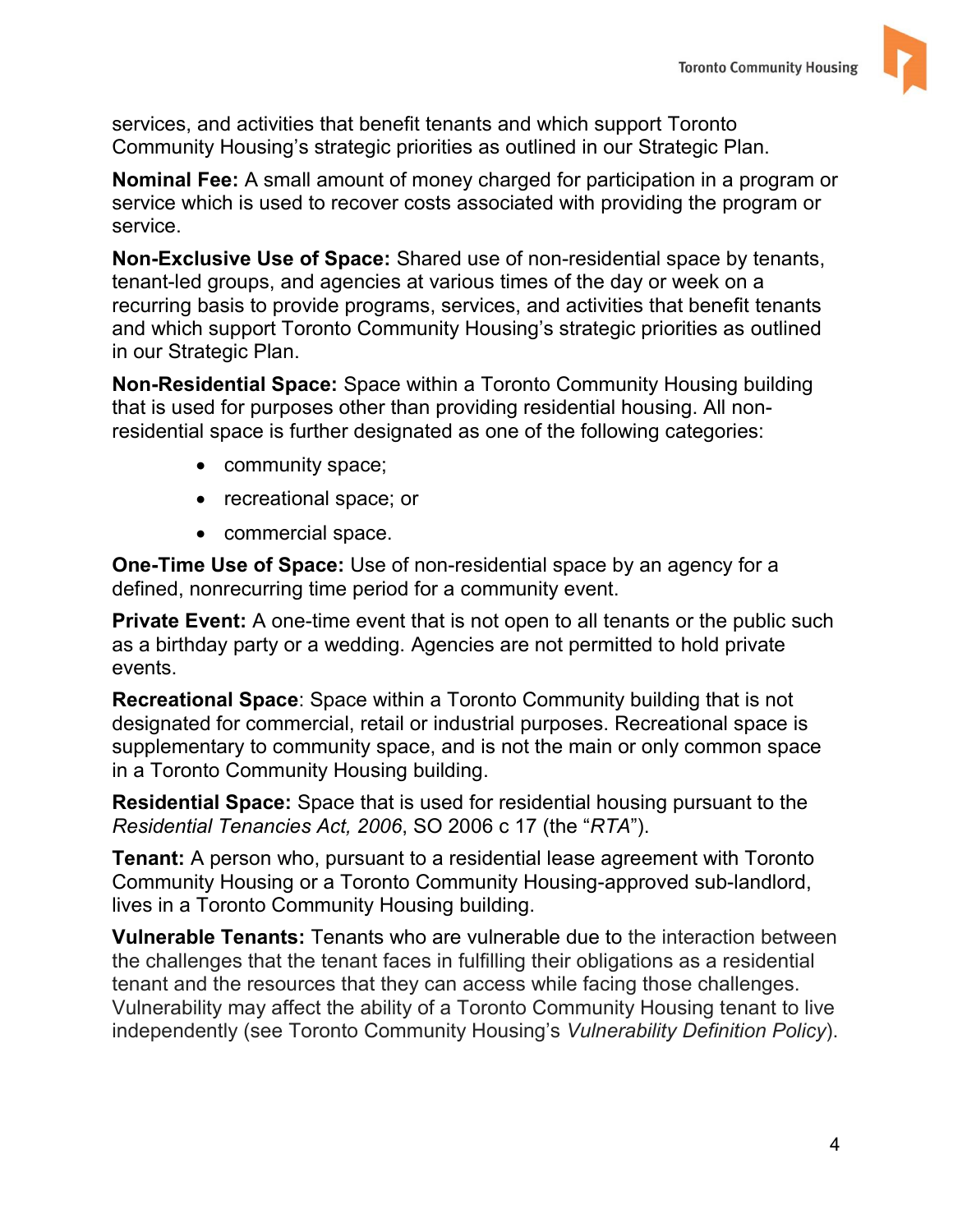services, and activities that benefit tenants and which support Toronto Community Housing's strategic priorities as outlined in our Strategic Plan.

**Nominal Fee:** A small amount of money charged for participation in a program or service which is used to recover costs associated with providing the program or service.

**Non-Exclusive Use of Space:** Shared use of non-residential space by tenants, tenant-led groups, and agencies at various times of the day or week on a recurring basis to provide programs, services, and activities that benefit tenants and which support Toronto Community Housing's strategic priorities as outlined in our Strategic Plan.

**Non-Residential Space:** Space within a Toronto Community Housing building that is used for purposes other than providing residential housing. All non-residential space is further designated as one of the following categories:

- community space;
- recreational space; or
- commercial space.

**One-Time Use of Space:** Use of non-residential space by an agency for a defined, nonrecurring time period for a community event.

**Private Event:** A one-time event that is not open to all tenants or the public such as a birthday party or a wedding. Agencies are not permitted to hold private events.

**Recreational Space**: Space within a Toronto Community building that is not designated for commercial, retail or industrial purposes. Recreational space is supplementary to community space, and is not the main or only common space in a Toronto Community Housing building.

**Residential Space:** Space that is used for residential housing pursuant to the *Residential Tenancies Act, 2006*, SO 2006 c 17 (the "*RTA*").

**Tenant:** A person who, pursuant to a residential lease agreement with Toronto Community Housing or a Toronto Community Housing-approved sub-landlord, lives in a Toronto Community Housing building.

**Vulnerable Tenants:** Tenants who are vulnerable due to the interaction between the challenges that the tenant faces in fulfilling their obligations as a residential tenant and the resources that they can access while facing those challenges. Vulnerability may affect the ability of a Toronto Community Housing tenant to live independently (see Toronto Community Housing's *Vulnerability Definition Policy*).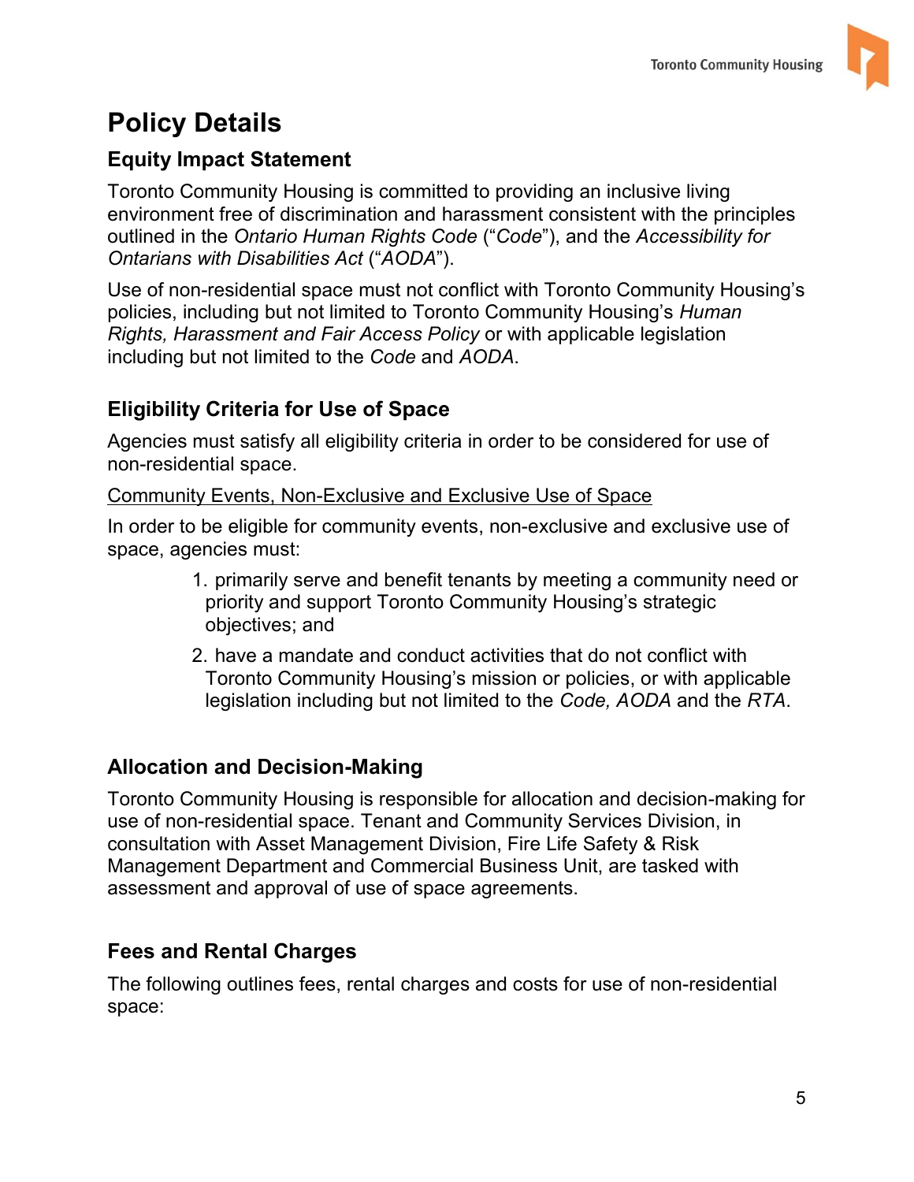# Policy Details

## Equity Impact Statement

Toronto Community Housing is committed to providing an inclusive living environment free of discrimination and harassment consistent with the principles outlined in the *Ontario Human Rights Code* (“*Code*”), and the *Accessibility for Ontarians with Disabilities Act* (“*AODA*”).

Use of non-residential space must not conflict with Toronto Community Housing’s policies, including but not limited to Toronto Community Housing’s *Human Rights, Harassment and Fair Access Policy* or with applicable legislation including but not limited to the *Code* and *AODA*.

## Eligibility Criteria for Use of Space

Agencies must satisfy all eligibility criteria in order to be considered for use of non-residential space.

<u>Community Events, Non-Exclusive and Exclusive Use of Space</u>

In order to be eligible for community events, non-exclusive and exclusive use of space, agencies must:

1. primarily serve and benefit tenants by meeting a community need or priority and support Toronto Community Housing’s strategic objectives; and
2. have a mandate and conduct activities that do not conflict with Toronto Community Housing’s mission or policies, or with applicable legislation including but not limited to the *Code, AODA* and the *RTA*.

## Allocation and Decision-Making

Toronto Community Housing is responsible for allocation and decision-making for use of non-residential space. Tenant and Community Services Division, in consultation with Asset Management Division, Fire Life Safety & Risk Management Department and Commercial Business Unit, are tasked with assessment and approval of use of space agreements.

## Fees and Rental Charges

The following outlines fees, rental charges and costs for use of non-residential space: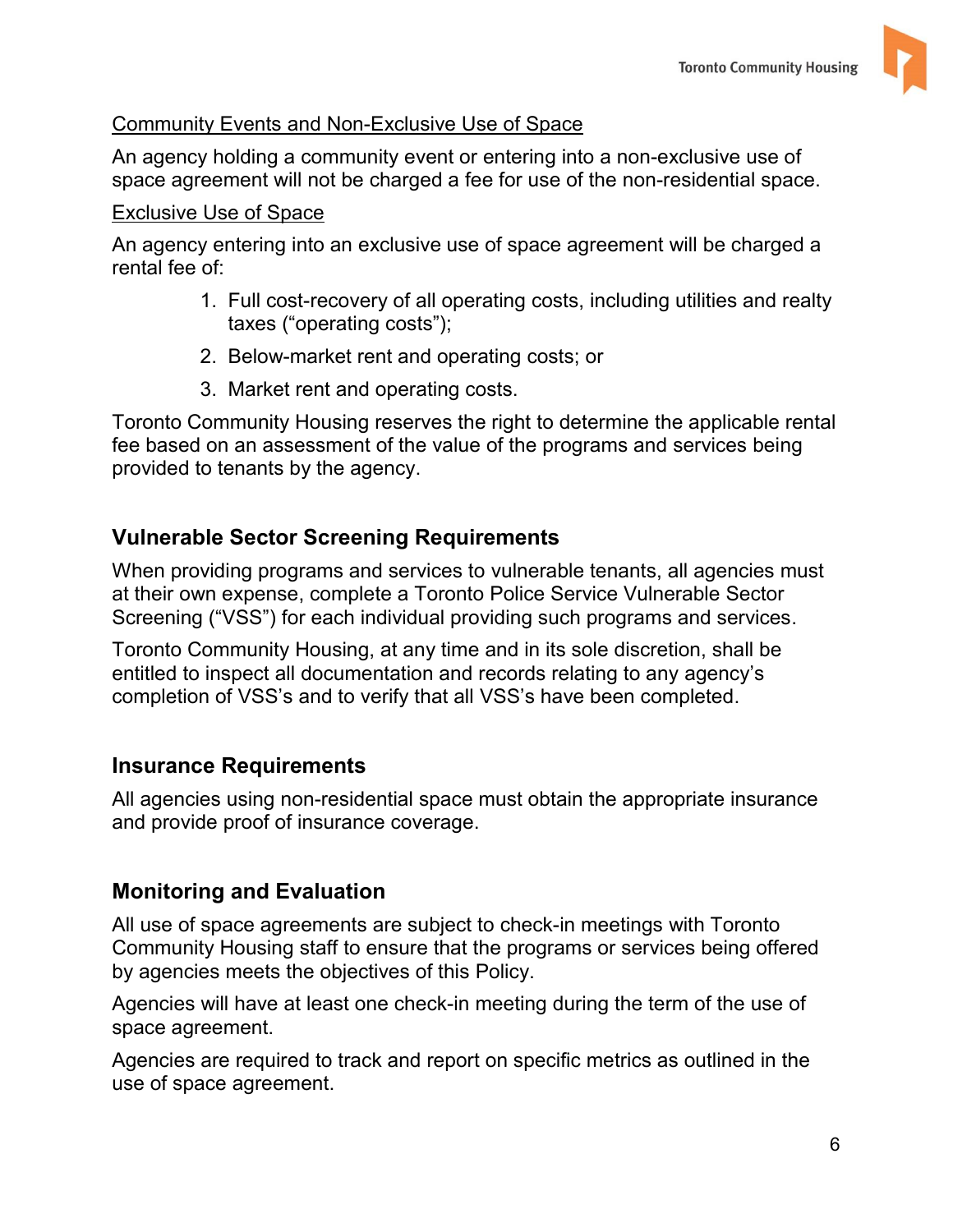Community Events and Non-Exclusive Use of Space

An agency holding a community event or entering into a non-exclusive use of space agreement will not be charged a fee for use of the non-residential space.

Exclusive Use of Space

An agency entering into an exclusive use of space agreement will be charged a rental fee of:

1. Full cost-recovery of all operating costs, including utilities and realty taxes (“operating costs”);
2. Below-market rent and operating costs; or
3. Market rent and operating costs.

Toronto Community Housing reserves the right to determine the applicable rental fee based on an assessment of the value of the programs and services being provided to tenants by the agency.

## Vulnerable Sector Screening Requirements

When providing programs and services to vulnerable tenants, all agencies must at their own expense, complete a Toronto Police Service Vulnerable Sector Screening (“VSS”) for each individual providing such programs and services.

Toronto Community Housing, at any time and in its sole discretion, shall be entitled to inspect all documentation and records relating to any agency’s completion of VSS’s and to verify that all VSS’s have been completed.

## Insurance Requirements

All agencies using non-residential space must obtain the appropriate insurance and provide proof of insurance coverage.

## Monitoring and Evaluation

All use of space agreements are subject to check-in meetings with Toronto Community Housing staff to ensure that the programs or services being offered by agencies meets the objectives of this Policy.

Agencies will have at least one check-in meeting during the term of the use of space agreement.

Agencies are required to track and report on specific metrics as outlined in the use of space agreement.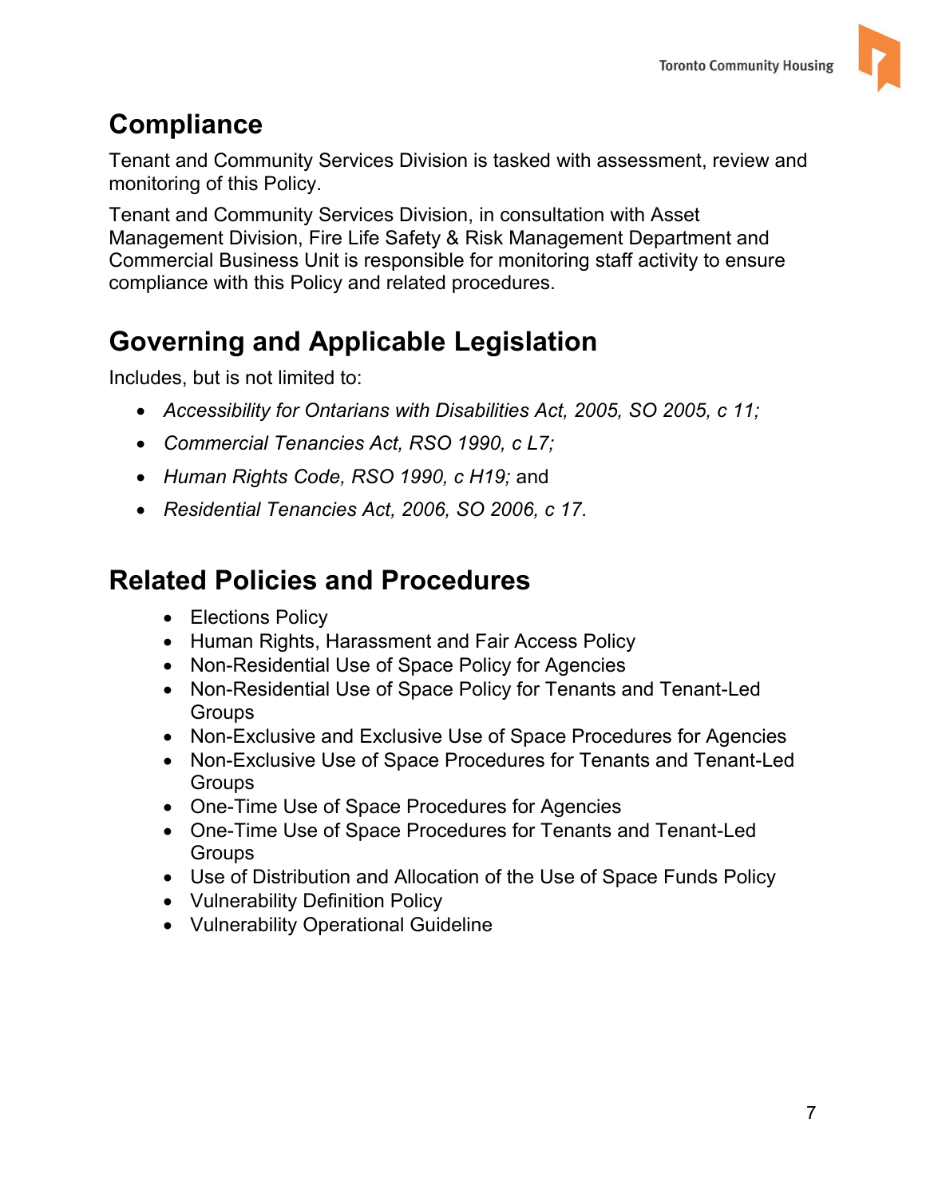## Compliance

Tenant and Community Services Division is tasked with assessment, review and monitoring of this Policy.

Tenant and Community Services Division, in consultation with Asset Management Division, Fire Life Safety & Risk Management Department and Commercial Business Unit is responsible for monitoring staff activity to ensure compliance with this Policy and related procedures.

## Governing and Applicable Legislation

Includes, but is not limited to:

- *Accessibility for Ontarians with Disabilities Act, 2005, SO 2005, c 11;*
- *Commercial Tenancies Act, RSO 1990, c L7;*
- *Human Rights Code, RSO 1990, c H19;* and
- *Residential Tenancies Act, 2006, SO 2006, c 17.*

## Related Policies and Procedures

- Elections Policy
- Human Rights, Harassment and Fair Access Policy
- Non-Residential Use of Space Policy for Agencies
- Non-Residential Use of Space Policy for Tenants and Tenant-Led Groups
- Non-Exclusive and Exclusive Use of Space Procedures for Agencies
- Non-Exclusive Use of Space Procedures for Tenants and Tenant-Led Groups
- One-Time Use of Space Procedures for Agencies
- One-Time Use of Space Procedures for Tenants and Tenant-Led Groups
- Use of Distribution and Allocation of the Use of Space Funds Policy
- Vulnerability Definition Policy
- Vulnerability Operational Guideline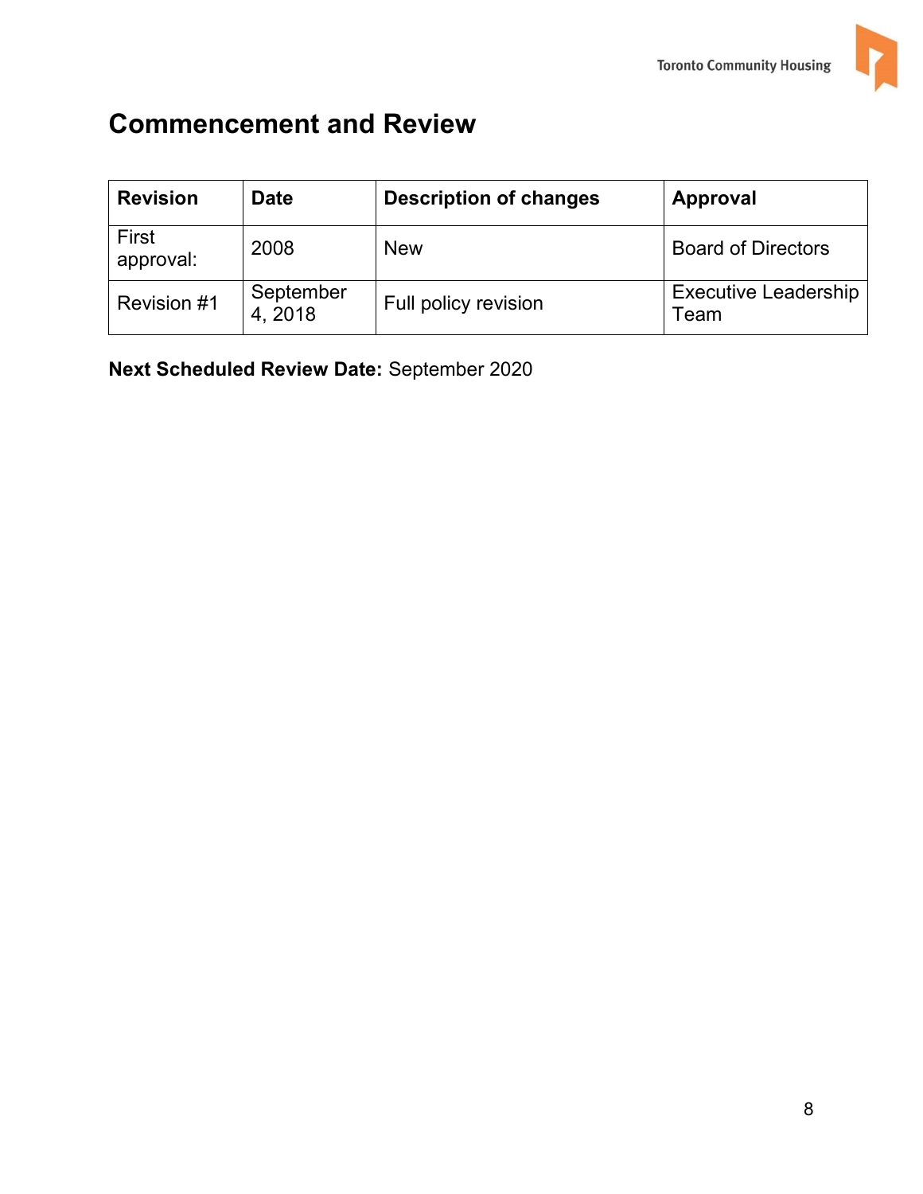# Commencement and Review

| Revision | Date | Description of changes | Approval |
| --- | --- | --- | --- |
| First approval: | 2008 | New | Board of Directors |
| Revision #1 | September 4, 2018 | Full policy revision | Executive Leadership Team |

**Next Scheduled Review Date:** September 2020